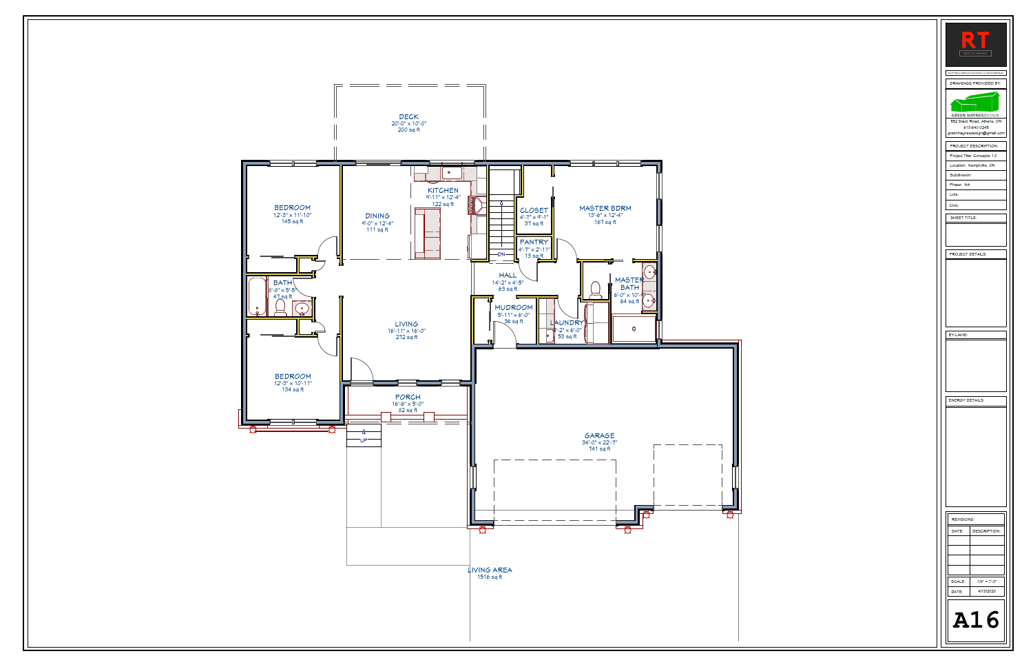DECK
20'-0" x 10'-0"
200 sq ft

BEDROOM
12'-3" x 11'-10"
145 sq ft

DINING
9'-0" x 12'-4"
111 sq ft

KITCHEN
9'-11" x 12'-4"
122 sq ft

CLOSET
4'-7" x 9'-1"
37 sq ft

MASTER BDRM
13'-6" x 12'-4"
167 sq ft

PANTRY
4'-7" x 2'-11"
13 sq ft

DN

HALL
14'-2" x 4'-5"
63 sq ft

BATH
8'-8" x 5'-5"
47 sq ft

MASTER BATH
6'-0" x 10'-4"
64 sq ft

MUDROOM
5'-11" x 6'-0"
36 sq ft

LAUNDRY
9'-2" x 6'-0"
53 sq ft

LIVING
16'-11" x 16'-0"
272 sq ft

BEDROOM
12'-3" x 10'-11"
134 sq ft

PORCH
16'-6" x 5'-0"
82 sq ft

UP

GARAGE
34'-0" x 22'-7"
741 sq ft

LIVING AREA
1516 sq ft

RT

DRAWINGS PROVIDED BY:

GREEN HAYNES DESIGN
552 Slack Road, Athens, ON
613-640-0245
greenhaynesdesign@gmail.com

PROJECT DESCRIPTION:

Project Title: Concepts 1.0

Location: Kemptville, ON

Subdivision:

Phase: NA

Lots:

Civic:

SHEET TITLE:

PROJECT DETAILS:

BY-LAWS:

ENERGY DETAILS:

REVISIONS:

| DATE: | DESCRIPTION: |
| --- | --- |
| | |
| | |
| | |
| | |

SCALE: 1/8" = 1'-0"

DATE: 4/13/2020

A16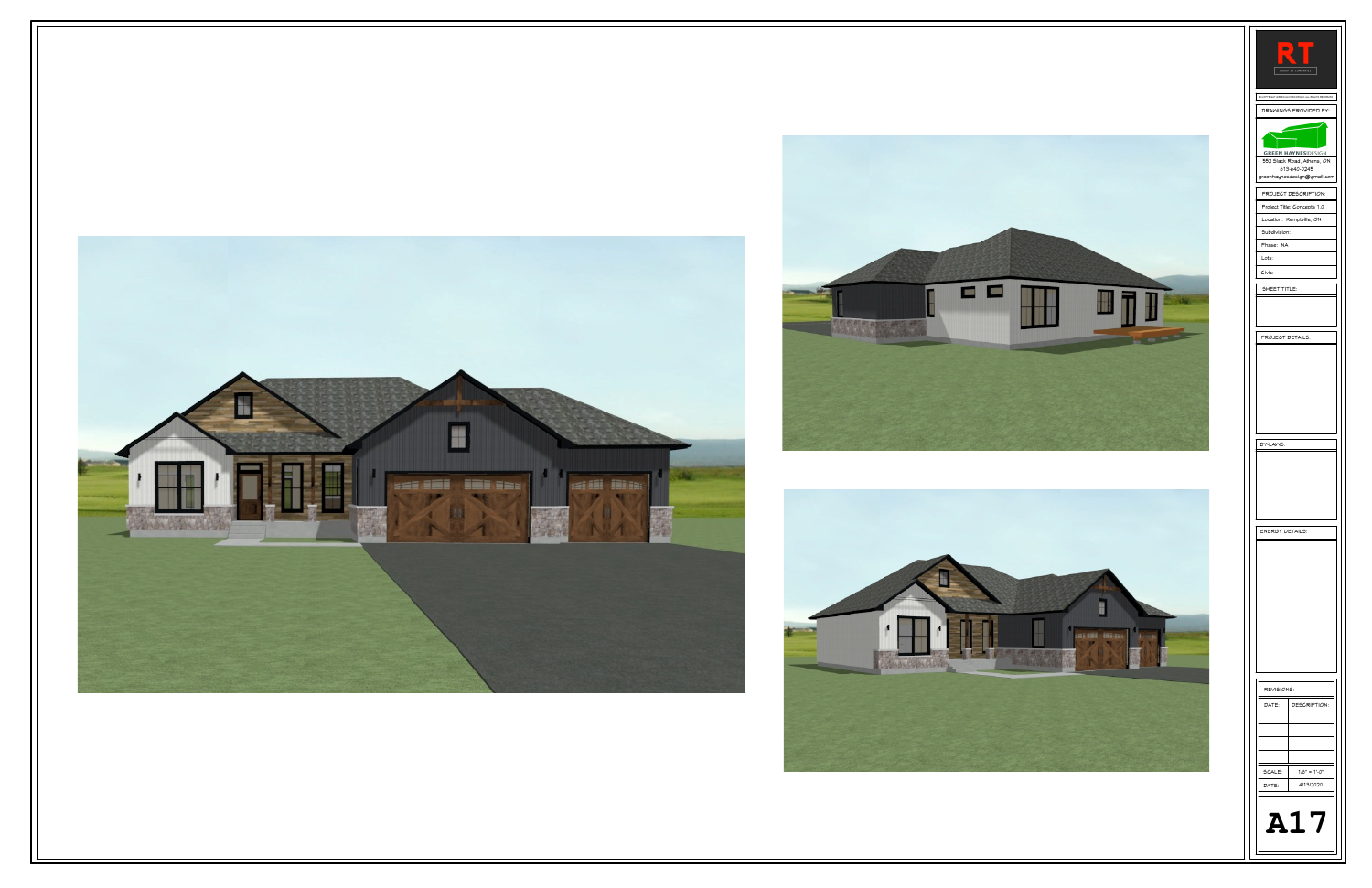RT

GROUP OF COMPANIES

DRAWINGS PROVIDED BY:

GREEN HAYNES DESIGN

552 Slack Road, Athens, ON

613-640-2245

greenhaynesdesign@gmail.com

PROJECT DESCRIPTION:

Project Title: Concepts 1.0

Location: Kemptville, ON

Subdivision:

Phase: NA

Lots:

Civic:

SHEET TITLE:

PROJECT DETAILS:

BY-LAWS:

ENERGY DETAILS:

REVISIONS:

| DATE: | DESCRIPTION: |
|---|---|
| | |
| | |
| | |
| | |

| | |
|---|---|
| SCALE: | 1/8" = 1'-0" |
| DATE: | 4/15/2020 |

A17